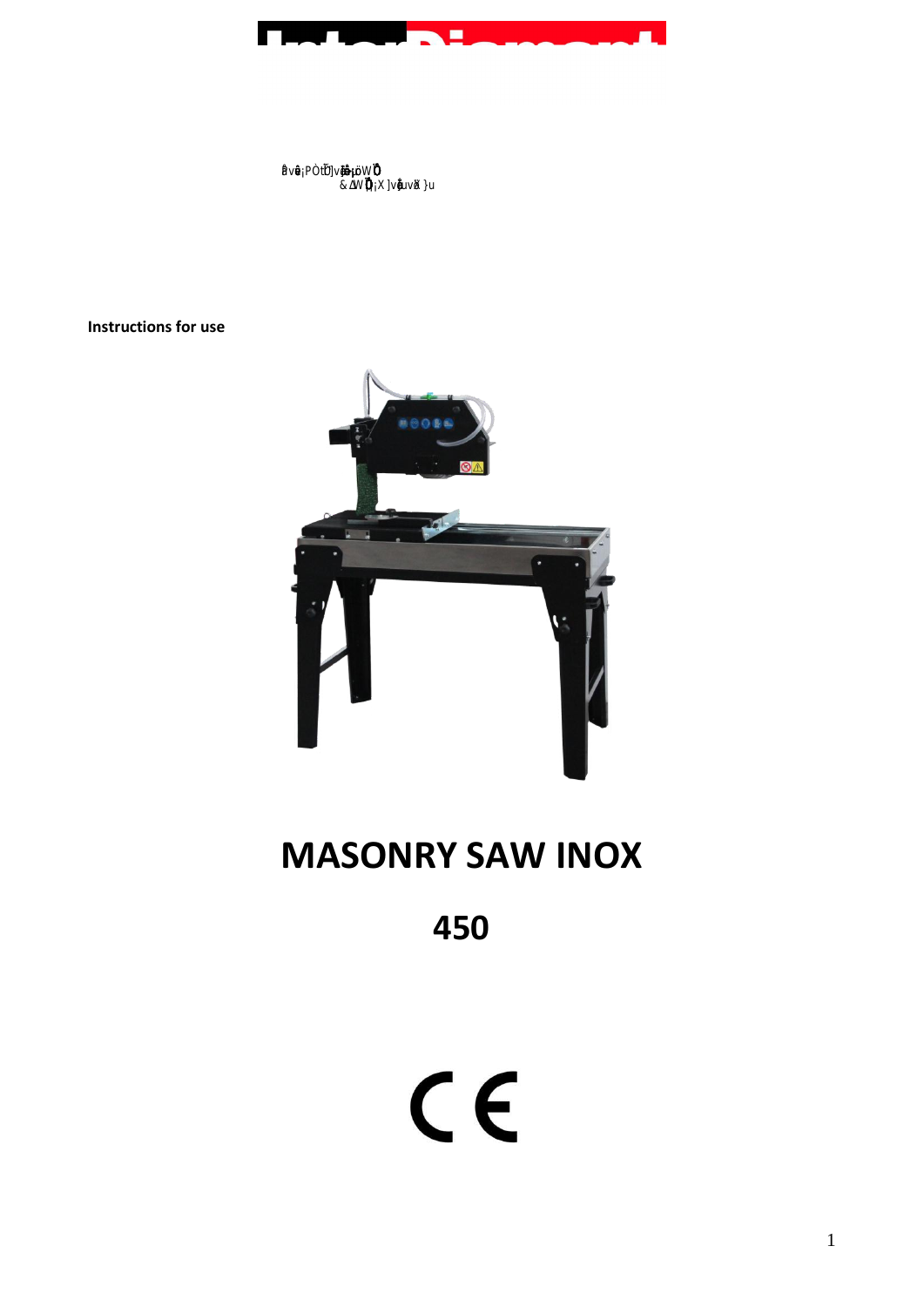Instructions for use

# MASONRY SAW INOX

## 450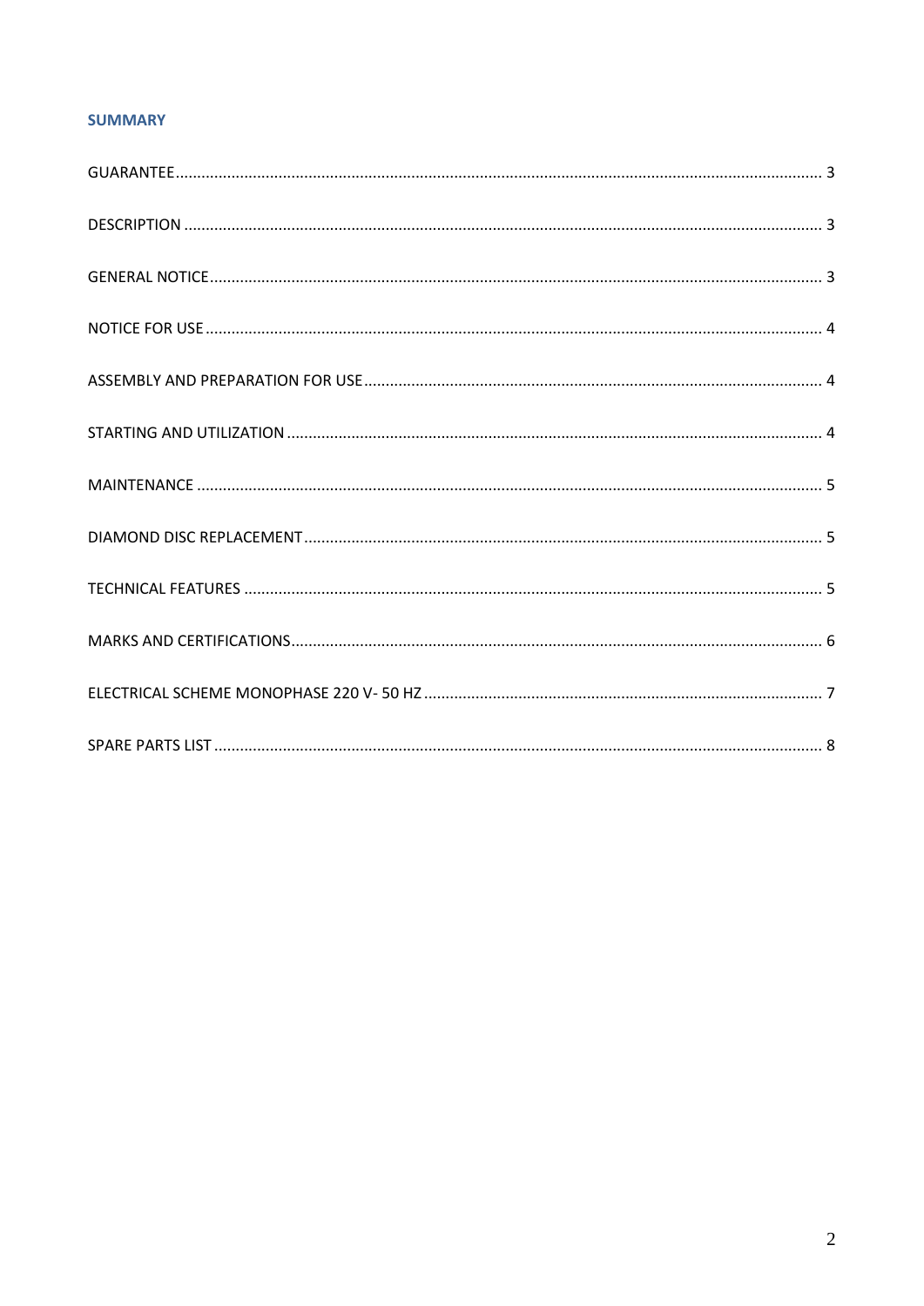## SUMMARY

GUARANTEE ........ 3

DESCRIPTION ........ 3

GENERAL NOTICE ........ 3

NOTICE FOR USE ........ 4

ASSEMBLY AND PREPARATION FOR USE ........ 4

STARTING AND UTILIZATION ........ 4

MAINTENANCE ........ 5

DIAMOND DISC REPLACEMENT ........ 5

TECHNICAL FEATURES ........ 5

MARKS AND CERTIFICATIONS ........ 6

ELECTRICAL SCHEME MONOPHASE 220 V- 50 HZ ........ 7

SPARE PARTS LIST ........ 8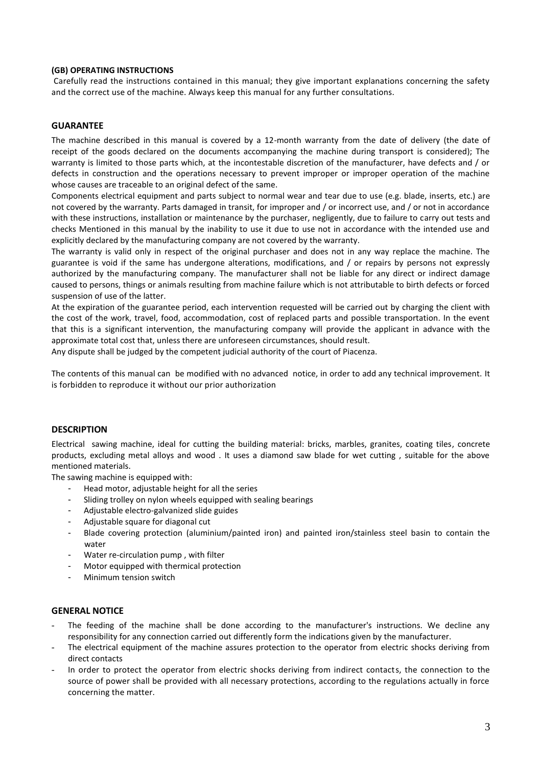**(GB) OPERATING INSTRUCTIONS**

Carefully read the instructions contained in this manual; they give important explanations concerning the safety and the correct use of the machine. Always keep this manual for any further consultations.

## GUARANTEE

The machine described in this manual is covered by a 12-month warranty from the date of delivery (the date of receipt of the goods declared on the documents accompanying the machine during transport is considered); The warranty is limited to those parts which, at the incontestable discretion of the manufacturer, have defects and / or defects in construction and the operations necessary to prevent improper or improper operation of the machine whose causes are traceable to an original defect of the same.

Components electrical equipment and parts subject to normal wear and tear due to use (e.g. blade, inserts, etc.) are not covered by the warranty. Parts damaged in transit, for improper and / or incorrect use, and / or not in accordance with these instructions, installation or maintenance by the purchaser, negligently, due to failure to carry out tests and checks Mentioned in this manual by the inability to use it due to use not in accordance with the intended use and explicitly declared by the manufacturing company are not covered by the warranty.

The warranty is valid only in respect of the original purchaser and does not in any way replace the machine. The guarantee is void if the same has undergone alterations, modifications, and / or repairs by persons not expressly authorized by the manufacturing company. The manufacturer shall not be liable for any direct or indirect damage caused to persons, things or animals resulting from machine failure which is not attributable to birth defects or forced suspension of use of the latter.

At the expiration of the guarantee period, each intervention requested will be carried out by charging the client with the cost of the work, travel, food, accommodation, cost of replaced parts and possible transportation. In the event that this is a significant intervention, the manufacturing company will provide the applicant in advance with the approximate total cost that, unless there are unforeseen circumstances, should result.

Any dispute shall be judged by the competent judicial authority of the court of Piacenza.

The contents of this manual can be modified with no advanced notice, in order to add any technical improvement. It is forbidden to reproduce it without our prior authorization

## DESCRIPTION

Electrical sawing machine, ideal for cutting the building material: bricks, marbles, granites, coating tiles, concrete products, excluding metal alloys and wood . It uses a diamond saw blade for wet cutting , suitable for the above mentioned materials.

The sawing machine is equipped with:

- Head motor, adjustable height for all the series
- Sliding trolley on nylon wheels equipped with sealing bearings
- Adjustable electro-galvanized slide guides
- Adjustable square for diagonal cut
- Blade covering protection (aluminium/painted iron) and painted iron/stainless steel basin to contain the water
- Water re-circulation pump , with filter
- Motor equipped with thermical protection
- Minimum tension switch

## GENERAL NOTICE

- The feeding of the machine shall be done according to the manufacturer's instructions. We decline any responsibility for any connection carried out differently form the indications given by the manufacturer.
- The electrical equipment of the machine assures protection to the operator from electric shocks deriving from direct contacts
- In order to protect the operator from electric shocks deriving from indirect contacts, the connection to the source of power shall be provided with all necessary protections, according to the regulations actually in force concerning the matter.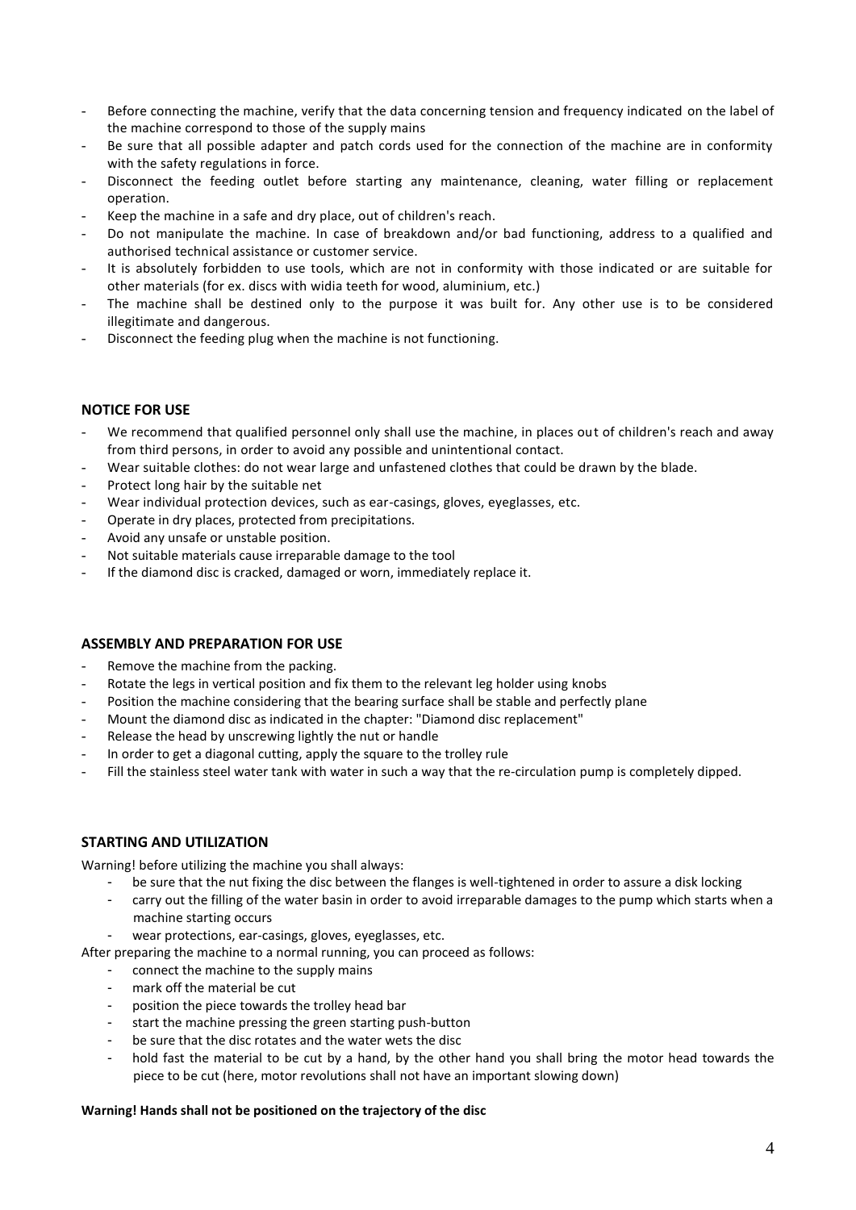- Before connecting the machine, verify that the data concerning tension and frequency indicated on the label of the machine correspond to those of the supply mains
- Be sure that all possible adapter and patch cords used for the connection of the machine are in conformity with the safety regulations in force.
- Disconnect the feeding outlet before starting any maintenance, cleaning, water filling or replacement operation.
- Keep the machine in a safe and dry place, out of children's reach.
- Do not manipulate the machine. In case of breakdown and/or bad functioning, address to a qualified and authorised technical assistance or customer service.
- It is absolutely forbidden to use tools, which are not in conformity with those indicated or are suitable for other materials (for ex. discs with widia teeth for wood, aluminium, etc.)
- The machine shall be destined only to the purpose it was built for. Any other use is to be considered illegitimate and dangerous.
- Disconnect the feeding plug when the machine is not functioning.

## NOTICE FOR USE

- We recommend that qualified personnel only shall use the machine, in places out of children's reach and away from third persons, in order to avoid any possible and unintentional contact.
- Wear suitable clothes: do not wear large and unfastened clothes that could be drawn by the blade.
- Protect long hair by the suitable net
- Wear individual protection devices, such as ear-casings, gloves, eyeglasses, etc.
- Operate in dry places, protected from precipitations.
- Avoid any unsafe or unstable position.
- Not suitable materials cause irreparable damage to the tool
- If the diamond disc is cracked, damaged or worn, immediately replace it.

## ASSEMBLY AND PREPARATION FOR USE

- Remove the machine from the packing.
- Rotate the legs in vertical position and fix them to the relevant leg holder using knobs
- Position the machine considering that the bearing surface shall be stable and perfectly plane
- Mount the diamond disc as indicated in the chapter: "Diamond disc replacement"
- Release the head by unscrewing lightly the nut or handle
- In order to get a diagonal cutting, apply the square to the trolley rule
- Fill the stainless steel water tank with water in such a way that the re-circulation pump is completely dipped.

## STARTING AND UTILIZATION

Warning! before utilizing the machine you shall always:

- be sure that the nut fixing the disc between the flanges is well-tightened in order to assure a disk locking
- carry out the filling of the water basin in order to avoid irreparable damages to the pump which starts when a machine starting occurs
- wear protections, ear-casings, gloves, eyeglasses, etc.

After preparing the machine to a normal running, you can proceed as follows:

- connect the machine to the supply mains
- mark off the material be cut
- position the piece towards the trolley head bar
- start the machine pressing the green starting push-button
- be sure that the disc rotates and the water wets the disc
- hold fast the material to be cut by a hand, by the other hand you shall bring the motor head towards the piece to be cut (here, motor revolutions shall not have an important slowing down)

**Warning! Hands shall not be positioned on the trajectory of the disc**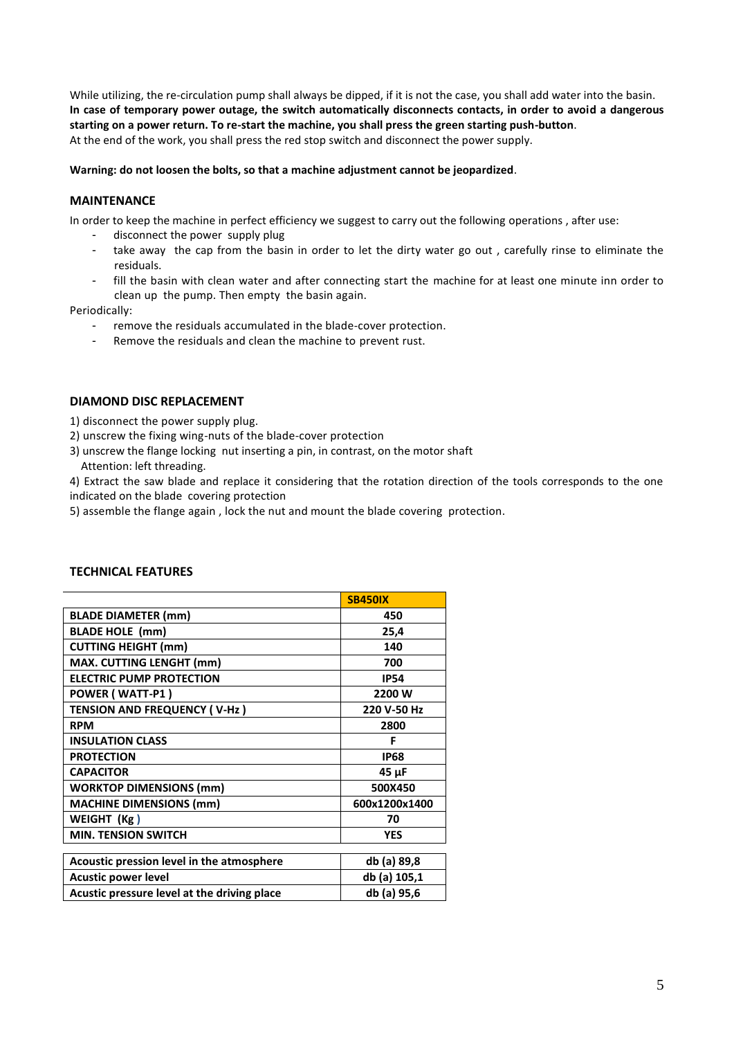While utilizing, the re-circulation pump shall always be dipped, if it is not the case, you shall add water into the basin. **In case of temporary power outage, the switch automatically disconnects contacts, in order to avoid a dangerous starting on a power return. To re-start the machine, you shall press the green starting push-button**.
At the end of the work, you shall press the red stop switch and disconnect the power supply.

**Warning: do not loosen the bolts, so that a machine adjustment cannot be jeopardized**.

## MAINTENANCE

In order to keep the machine in perfect efficiency we suggest to carry out the following operations , after use:

- disconnect the power supply plug
- take away the cap from the basin in order to let the dirty water go out , carefully rinse to eliminate the residuals.
- fill the basin with clean water and after connecting start the machine for at least one minute inn order to clean up the pump. Then empty the basin again.

Periodically:

- remove the residuals accumulated in the blade-cover protection.
- Remove the residuals and clean the machine to prevent rust.

## DIAMOND DISC REPLACEMENT

1) disconnect the power supply plug.
2) unscrew the fixing wing-nuts of the blade-cover protection
3) unscrew the flange locking nut inserting a pin, in contrast, on the motor shaft
   Attention: left threading.
4) Extract the saw blade and replace it considering that the rotation direction of the tools corresponds to the one indicated on the blade covering protection
5) assemble the flange again , lock the nut and mount the blade covering protection.

## TECHNICAL FEATURES

| | SB450IX |
|---|---|
| BLADE DIAMETER (mm) | 450 |
| BLADE HOLE (mm) | 25,4 |
| CUTTING HEIGHT (mm) | 140 |
| MAX. CUTTING LENGHT (mm) | 700 |
| ELECTRIC PUMP PROTECTION | IP54 |
| POWER ( WATT-P1 ) | 2200 W |
| TENSION AND FREQUENCY ( V-Hz ) | 220 V-50 Hz |
| RPM | 2800 |
| INSULATION CLASS | F |
| PROTECTION | IP68 |
| CAPACITOR | 45 µF |
| WORKTOP DIMENSIONS (mm) | 500X450 |
| MACHINE DIMENSIONS (mm) | 600x1200x1400 |
| WEIGHT (Kg ) | 70 |
| MIN. TENSION SWITCH | YES |

| | |
|---|---|
| Acoustic pression level in the atmosphere | db (a) 89,8 |
| Acustic power level | db (a) 105,1 |
| Acustic pressure level at the driving place | db (a) 95,6 |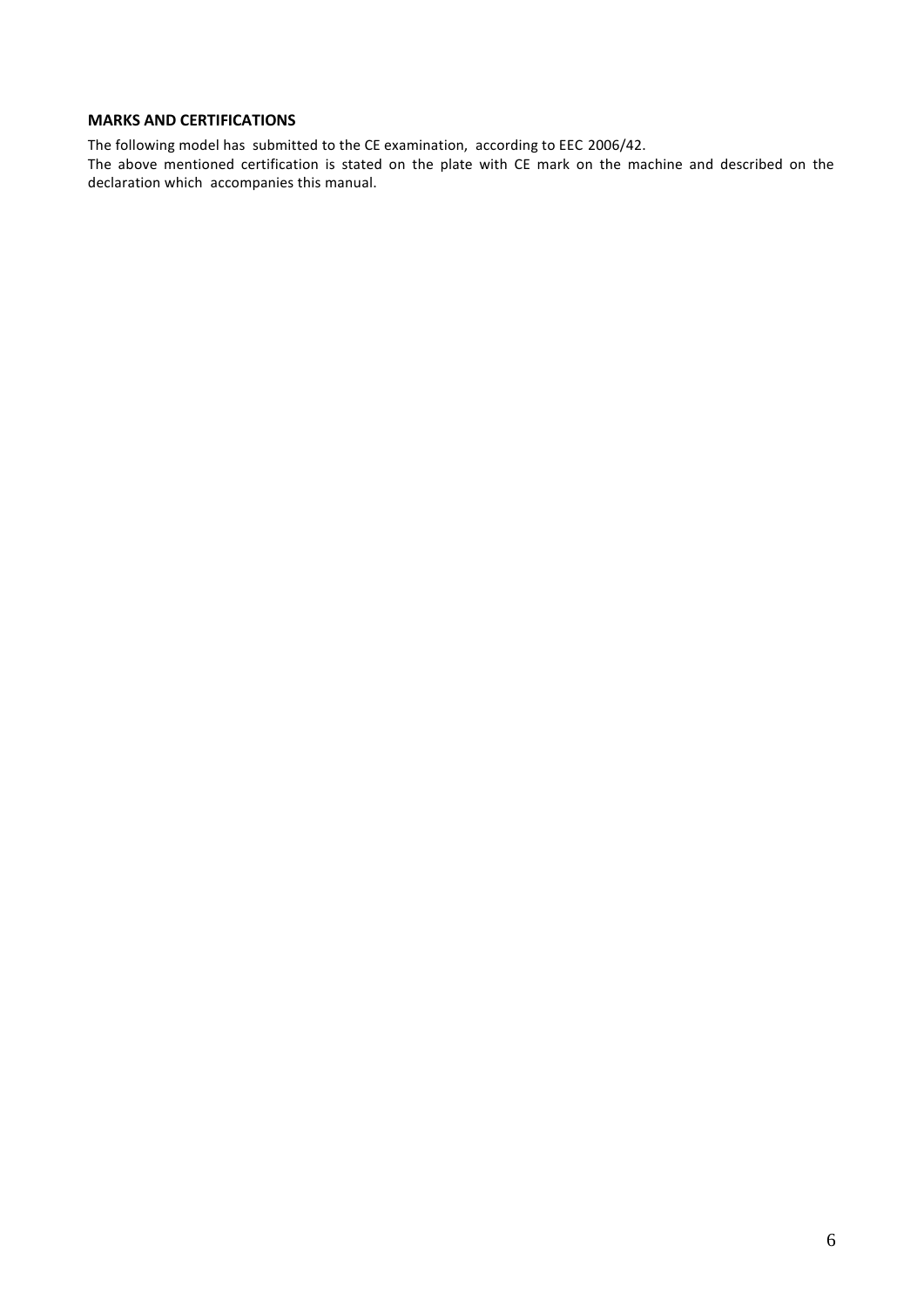## MARKS AND CERTIFICATIONS

The following model has submitted to the CE examination, according to EEC 2006/42.
The above mentioned certification is stated on the plate with CE mark on the machine and described on the declaration which accompanies this manual.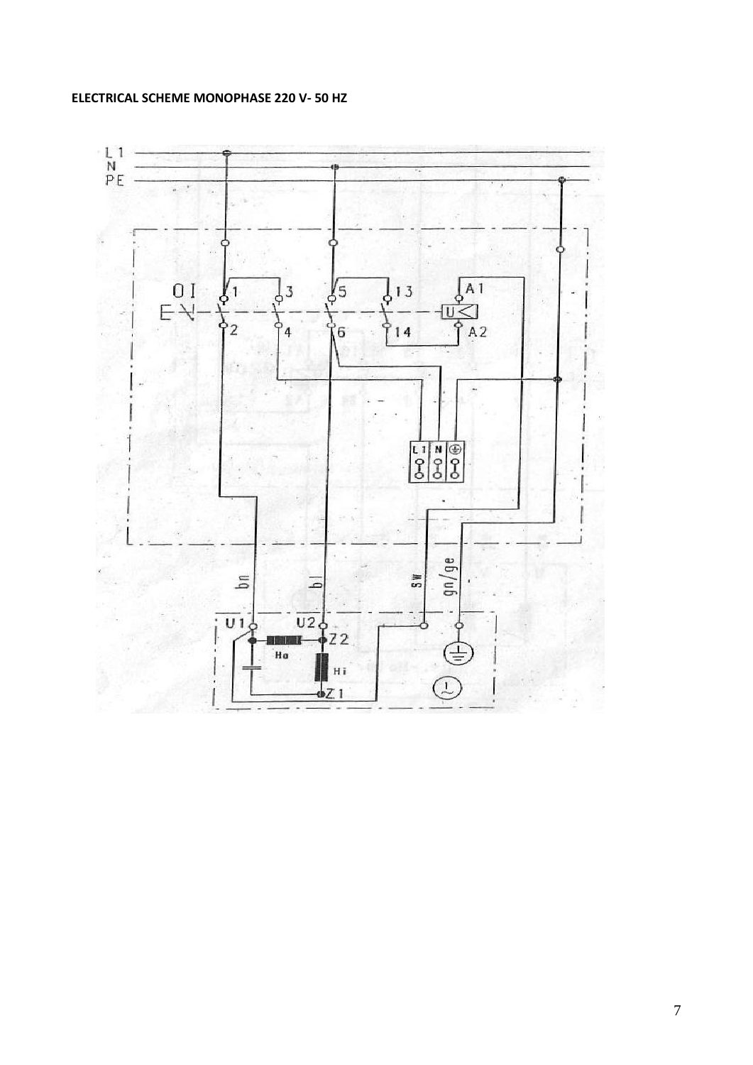**ELECTRICAL SCHEME MONOPHASE 220 V- 50 HZ**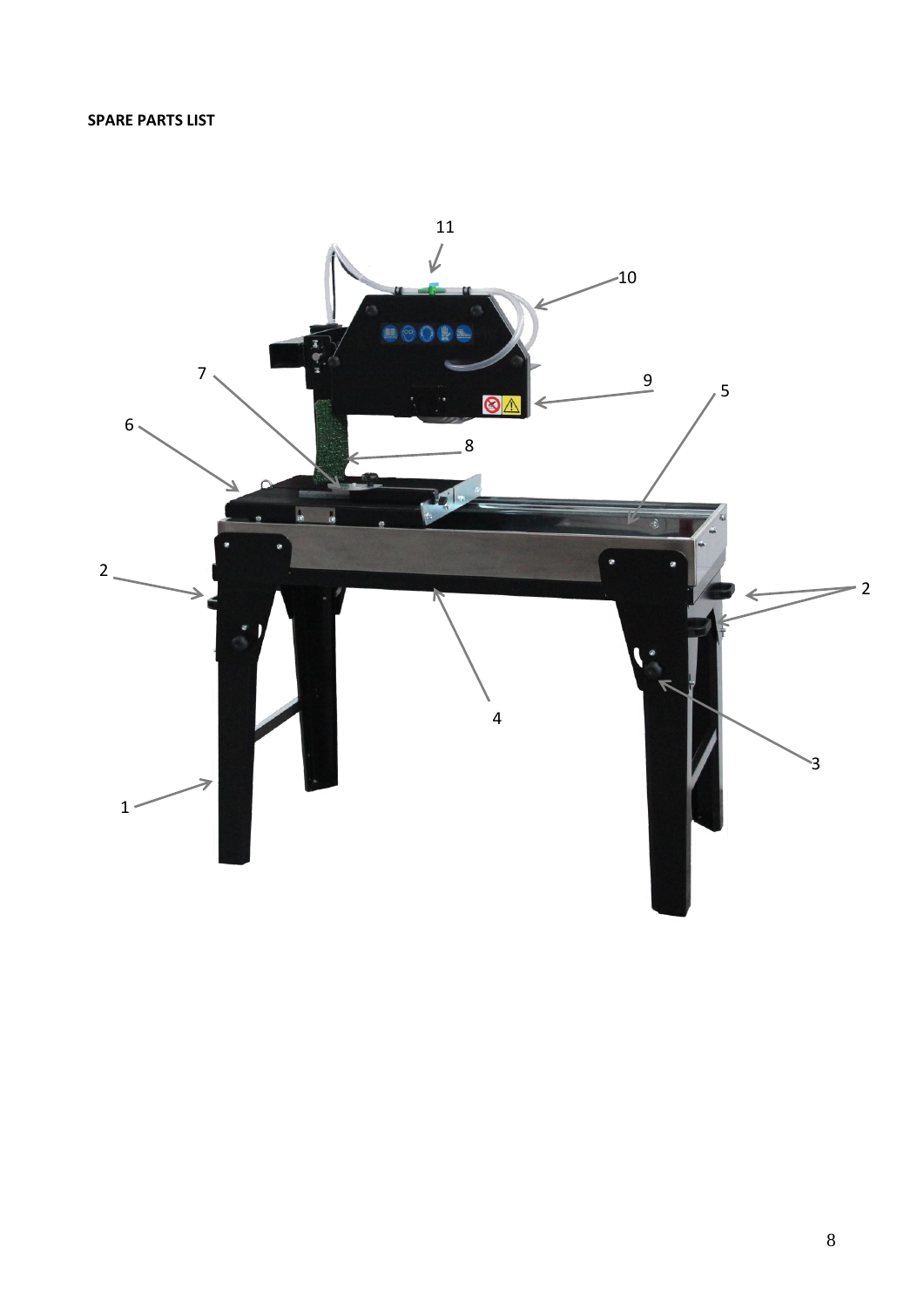**SPARE PARTS LIST**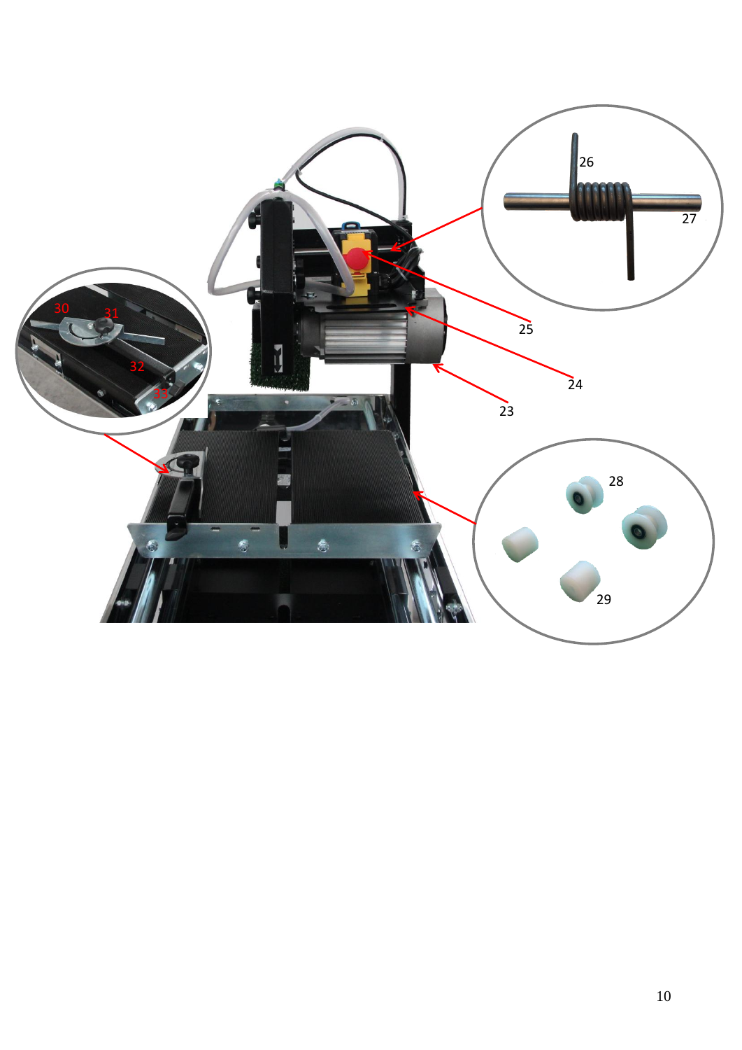26

27

25

24

23

30

31

32

33

28

29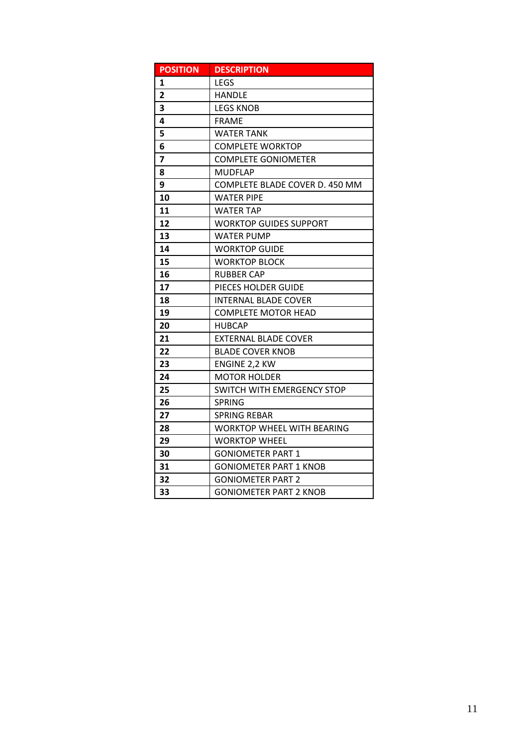| POSITION | DESCRIPTION |
| --- | --- |
| 1 | LEGS |
| 2 | HANDLE |
| 3 | LEGS KNOB |
| 4 | FRAME |
| 5 | WATER TANK |
| 6 | COMPLETE WORKTOP |
| 7 | COMPLETE GONIOMETER |
| 8 | MUDFLAP |
| 9 | COMPLETE BLADE COVER D. 450 MM |
| 10 | WATER PIPE |
| 11 | WATER TAP |
| 12 | WORKTOP GUIDES SUPPORT |
| 13 | WATER PUMP |
| 14 | WORKTOP GUIDE |
| 15 | WORKTOP BLOCK |
| 16 | RUBBER CAP |
| 17 | PIECES HOLDER GUIDE |
| 18 | INTERNAL BLADE COVER |
| 19 | COMPLETE MOTOR HEAD |
| 20 | HUBCAP |
| 21 | EXTERNAL BLADE COVER |
| 22 | BLADE COVER KNOB |
| 23 | ENGINE 2,2 KW |
| 24 | MOTOR HOLDER |
| 25 | SWITCH WITH EMERGENCY STOP |
| 26 | SPRING |
| 27 | SPRING REBAR |
| 28 | WORKTOP WHEEL WITH BEARING |
| 29 | WORKTOP WHEEL |
| 30 | GONIOMETER PART 1 |
| 31 | GONIOMETER PART 1 KNOB |
| 32 | GONIOMETER PART 2 |
| 33 | GONIOMETER PART 2 KNOB |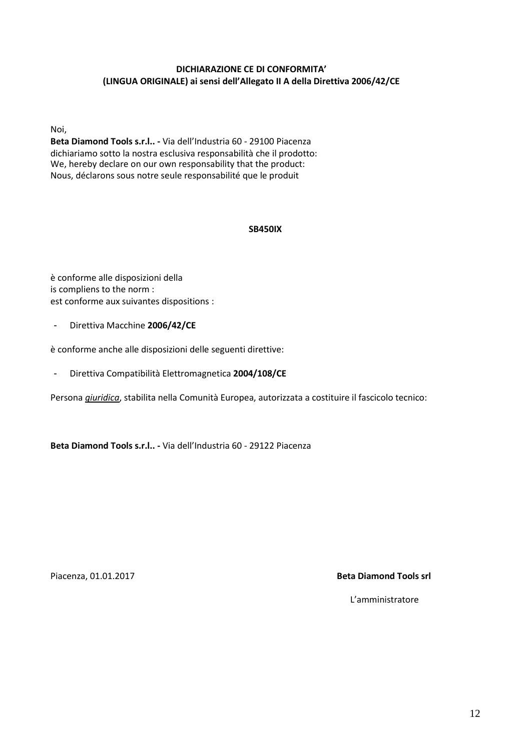**DICHIARAZIONE CE DI CONFORMITA'**
**(LINGUA ORIGINALE) ai sensi dell'Allegato II A della Direttiva 2006/42/CE**

Noi,
**Beta Diamond Tools s.r.l.. -** Via dell'Industria 60 - 29100 Piacenza
dichiariamo sotto la nostra esclusiva responsabilità che il prodotto:
We, hereby declare on our own responsability that the product:
Nous, déclarons sous notre seule responsabilité que le produit

**SB450IX**

è conforme alle disposizioni della
is compliens to the norm :
est conforme aux suivantes dispositions :

- Direttiva Macchine **2006/42/CE**

è conforme anche alle disposizioni delle seguenti direttive:

- Direttiva Compatibilità Elettromagnetica **2004/108/CE**

Persona *giuridica*, stabilita nella Comunità Europea, autorizzata a costituire il fascicolo tecnico:

**Beta Diamond Tools s.r.l.. -** Via dell'Industria 60 - 29122 Piacenza

Piacenza, 01.01.2017

**Beta Diamond Tools srl**

L'amministratore